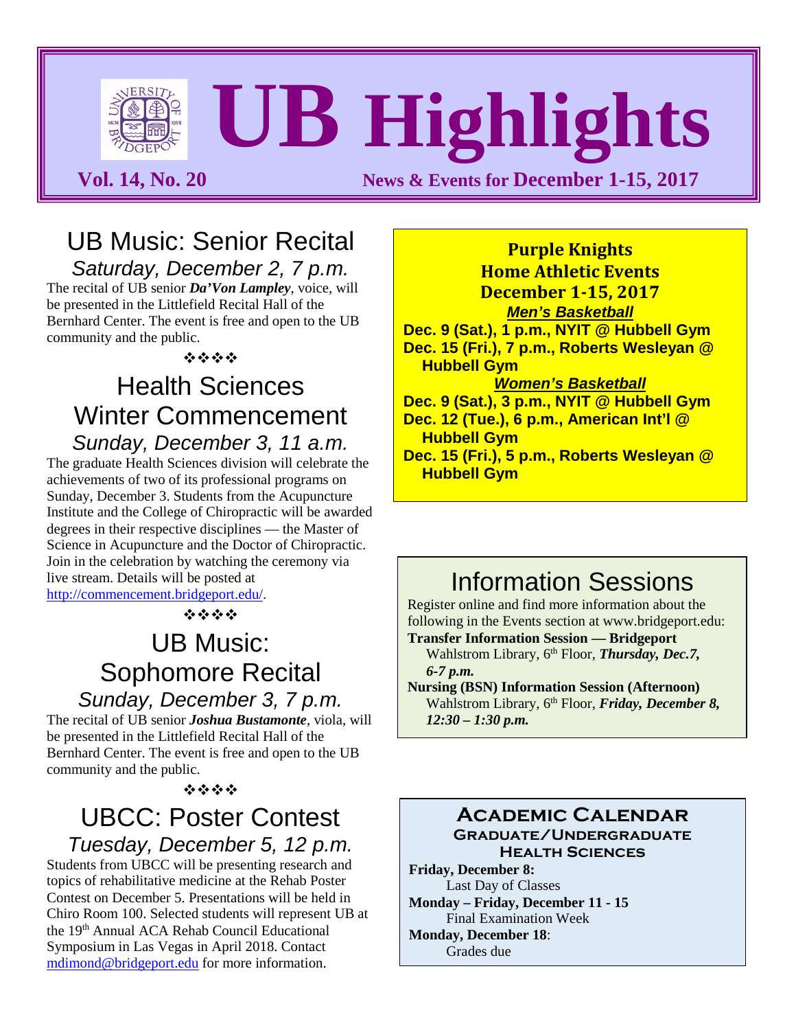# UB Highlights

**Vol. 14, No. 20** — **News & Events for December 1-15, 2017**

## UB Music: Senior Recital

*Saturday, December 2, 7 p.m.*

The recital of UB senior ***Da'Von Lampley***, voice, will be presented in the Littlefield Recital Hall of the Bernhard Center. The event is free and open to the UB community and the public.

❖❖❖❖

## Health Sciences Winter Commencement

*Sunday, December 3, 11 a.m.*

The graduate Health Sciences division will celebrate the achievements of two of its professional programs on Sunday, December 3. Students from the Acupuncture Institute and the College of Chiropractic will be awarded degrees in their respective disciplines — the Master of Science in Acupuncture and the Doctor of Chiropractic. Join in the celebration by watching the ceremony via live stream. Details will be posted at http://commencement.bridgeport.edu/.

❖❖❖❖

## UB Music: Sophomore Recital

*Sunday, December 3, 7 p.m.*

The recital of UB senior ***Joshua Bustamonte***, viola, will be presented in the Littlefield Recital Hall of the Bernhard Center. The event is free and open to the UB community and the public.

❖❖❖❖

## UBCC: Poster Contest

*Tuesday, December 5, 12 p.m.*

Students from UBCC will be presenting research and topics of rehabilitative medicine at the Rehab Poster Contest on December 5. Presentations will be held in Chiro Room 100. Selected students will represent UB at the 19th Annual ACA Rehab Council Educational Symposium in Las Vegas in April 2018. Contact mdimond@bridgeport.edu for more information.

## Purple Knights Home Athletic Events December 1-15, 2017

***Men's Basketball***

**Dec. 9 (Sat.), 1 p.m., NYIT @ Hubbell Gym**
**Dec. 15 (Fri.), 7 p.m., Roberts Wesleyan @ Hubbell Gym**

***Women's Basketball***

**Dec. 9 (Sat.), 3 p.m., NYIT @ Hubbell Gym**
**Dec. 12 (Tue.), 6 p.m., American Int'l @ Hubbell Gym**
**Dec. 15 (Fri.), 5 p.m., Roberts Wesleyan @ Hubbell Gym**

## Information Sessions

Register online and find more information about the following in the Events section at www.bridgeport.edu:

**Transfer Information Session — Bridgeport**
Wahlstrom Library, 6th Floor, ***Thursday, Dec.7, 6-7 p.m.***

**Nursing (BSN) Information Session (Afternoon)**
Wahlstrom Library, 6th Floor, ***Friday, December 8, 12:30 – 1:30 p.m.***

## Academic Calendar

### Graduate/Undergraduate Health Sciences

**Friday, December 8:**
Last Day of Classes

**Monday – Friday, December 11 - 15**
Final Examination Week

**Monday, December 18**:
Grades due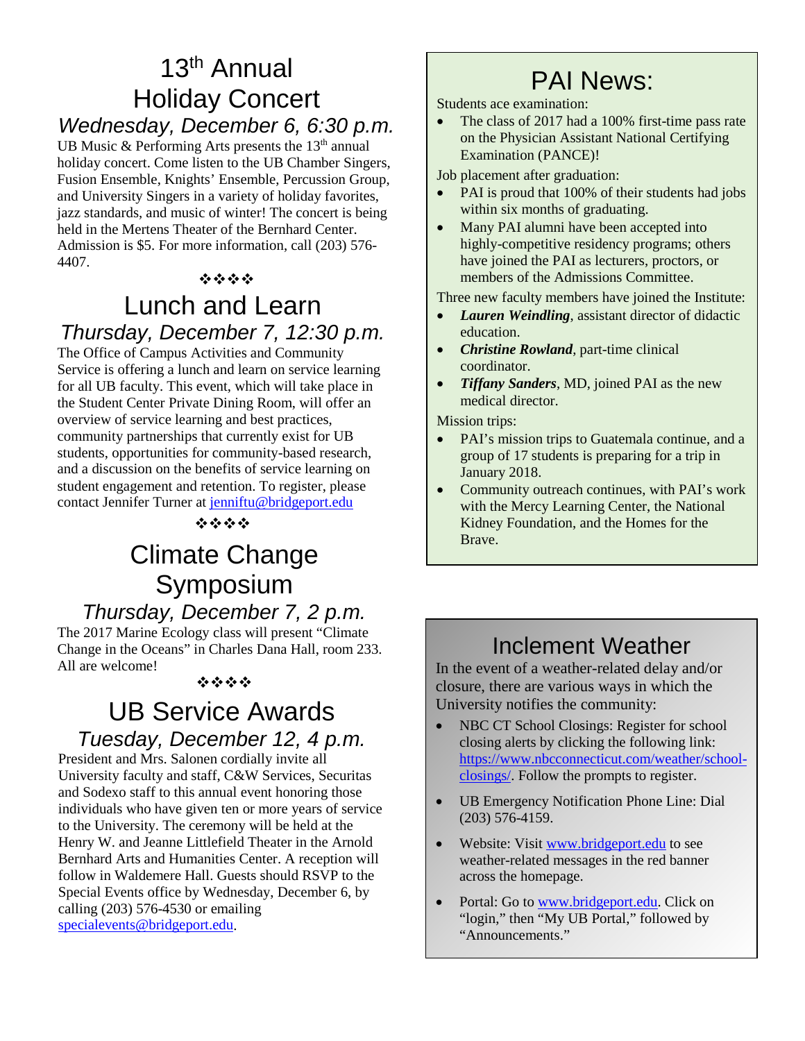# 13th Annual Holiday Concert

### *Wednesday, December 6, 6:30 p.m.*

UB Music & Performing Arts presents the 13th annual holiday concert. Come listen to the UB Chamber Singers, Fusion Ensemble, Knights' Ensemble, Percussion Group, and University Singers in a variety of holiday favorites, jazz standards, and music of winter! The concert is being held in the Mertens Theater of the Bernhard Center. Admission is $5. For more information, call (203) 576-4407.

❖❖❖❖

# Lunch and Learn

### *Thursday, December 7, 12:30 p.m.*

The Office of Campus Activities and Community Service is offering a lunch and learn on service learning for all UB faculty. This event, which will take place in the Student Center Private Dining Room, will offer an overview of service learning and best practices, community partnerships that currently exist for UB students, opportunities for community-based research, and a discussion on the benefits of service learning on student engagement and retention. To register, please contact Jennifer Turner at jenniftu@bridgeport.edu

❖❖❖❖

# Climate Change Symposium

### *Thursday, December 7, 2 p.m.*

The 2017 Marine Ecology class will present "Climate Change in the Oceans" in Charles Dana Hall, room 233. All are welcome!

❖❖❖❖

# UB Service Awards

### *Tuesday, December 12, 4 p.m.*

President and Mrs. Salonen cordially invite all University faculty and staff, C&W Services, Securitas and Sodexo staff to this annual event honoring those individuals who have given ten or more years of service to the University. The ceremony will be held at the Henry W. and Jeanne Littlefield Theater in the Arnold Bernhard Arts and Humanities Center. A reception will follow in Waldemere Hall. Guests should RSVP to the Special Events office by Wednesday, December 6, by calling (203) 576-4530 or emailing specialevents@bridgeport.edu.

# PAI News:

Students ace examination:

- The class of 2017 had a 100% first-time pass rate on the Physician Assistant National Certifying Examination (PANCE)!

Job placement after graduation:

- PAI is proud that 100% of their students had jobs within six months of graduating.
- Many PAI alumni have been accepted into highly-competitive residency programs; others have joined the PAI as lecturers, proctors, or members of the Admissions Committee.

Three new faculty members have joined the Institute:

- ***Lauren Weindling***, assistant director of didactic education.
- ***Christine Rowland***, part-time clinical coordinator.
- ***Tiffany Sanders***, MD, joined PAI as the new medical director.

Mission trips:

- PAI's mission trips to Guatemala continue, and a group of 17 students is preparing for a trip in January 2018.
- Community outreach continues, with PAI's work with the Mercy Learning Center, the National Kidney Foundation, and the Homes for the Brave.

# Inclement Weather

In the event of a weather-related delay and/or closure, there are various ways in which the University notifies the community:

- NBC CT School Closings: Register for school closing alerts by clicking the following link: https://www.nbcconnecticut.com/weather/school-closings/. Follow the prompts to register.
- UB Emergency Notification Phone Line: Dial (203) 576-4159.
- Website: Visit www.bridgeport.edu to see weather-related messages in the red banner across the homepage.
- Portal: Go to www.bridgeport.edu. Click on "login," then "My UB Portal," followed by "Announcements."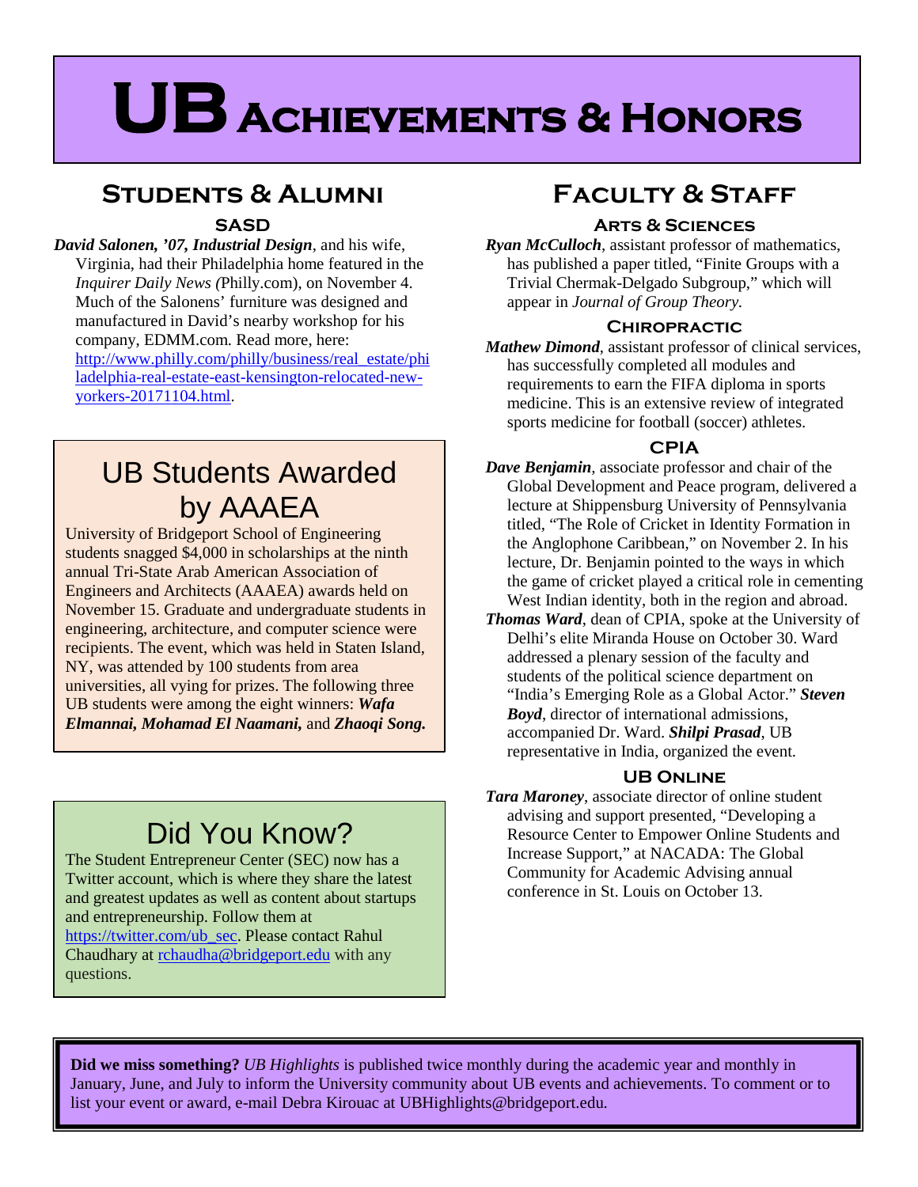# UB Achievements & Honors

## Students & Alumni

### SASD

***David Salonen, '07, Industrial Design***, and his wife, Virginia, had their Philadelphia home featured in the *Inquirer Daily News (*Philly.com), on November 4. Much of the Salonens' furniture was designed and manufactured in David's nearby workshop for his company, EDMM.com. Read more, here: http://www.philly.com/philly/business/real_estate/philadelphia-real-estate-east-kensington-relocated-new-yorkers-20171104.html.

### UB Students Awarded by AAAEA

University of Bridgeport School of Engineering students snagged $4,000 in scholarships at the ninth annual Tri-State Arab American Association of Engineers and Architects (AAAEA) awards held on November 15. Graduate and undergraduate students in engineering, architecture, and computer science were recipients. The event, which was held in Staten Island, NY, was attended by 100 students from area universities, all vying for prizes. The following three UB students were among the eight winners: ***Wafa Elmannai, Mohamad El Naamani,*** and ***Zhaoqi Song.***

### Did You Know?

The Student Entrepreneur Center (SEC) now has a Twitter account, which is where they share the latest and greatest updates as well as content about startups and entrepreneurship. Follow them at https://twitter.com/ub_sec. Please contact Rahul Chaudhary at rchaudha@bridgeport.edu with any questions.

## Faculty & Staff

### Arts & Sciences

***Ryan McCulloch***, assistant professor of mathematics, has published a paper titled, "Finite Groups with a Trivial Chermak-Delgado Subgroup," which will appear in *Journal of Group Theory.*

### Chiropractic

***Mathew Dimond***, assistant professor of clinical services, has successfully completed all modules and requirements to earn the FIFA diploma in sports medicine. This is an extensive review of integrated sports medicine for football (soccer) athletes.

### CPIA

***Dave Benjamin***, associate professor and chair of the Global Development and Peace program, delivered a lecture at Shippensburg University of Pennsylvania titled, "The Role of Cricket in Identity Formation in the Anglophone Caribbean," on November 2. In his lecture, Dr. Benjamin pointed to the ways in which the game of cricket played a critical role in cementing West Indian identity, both in the region and abroad.

***Thomas Ward***, dean of CPIA, spoke at the University of Delhi's elite Miranda House on October 30. Ward addressed a plenary session of the faculty and students of the political science department on "India's Emerging Role as a Global Actor." ***Steven Boyd***, director of international admissions, accompanied Dr. Ward. ***Shilpi Prasad***, UB representative in India, organized the event.

### UB Online

***Tara Maroney***, associate director of online student advising and support presented, "Developing a Resource Center to Empower Online Students and Increase Support," at NACADA: The Global Community for Academic Advising annual conference in St. Louis on October 13.

---

**Did we miss something?** *UB Highlights* is published twice monthly during the academic year and monthly in January, June, and July to inform the University community about UB events and achievements. To comment or to list your event or award, e-mail Debra Kirouac at UBHighlights@bridgeport.edu.